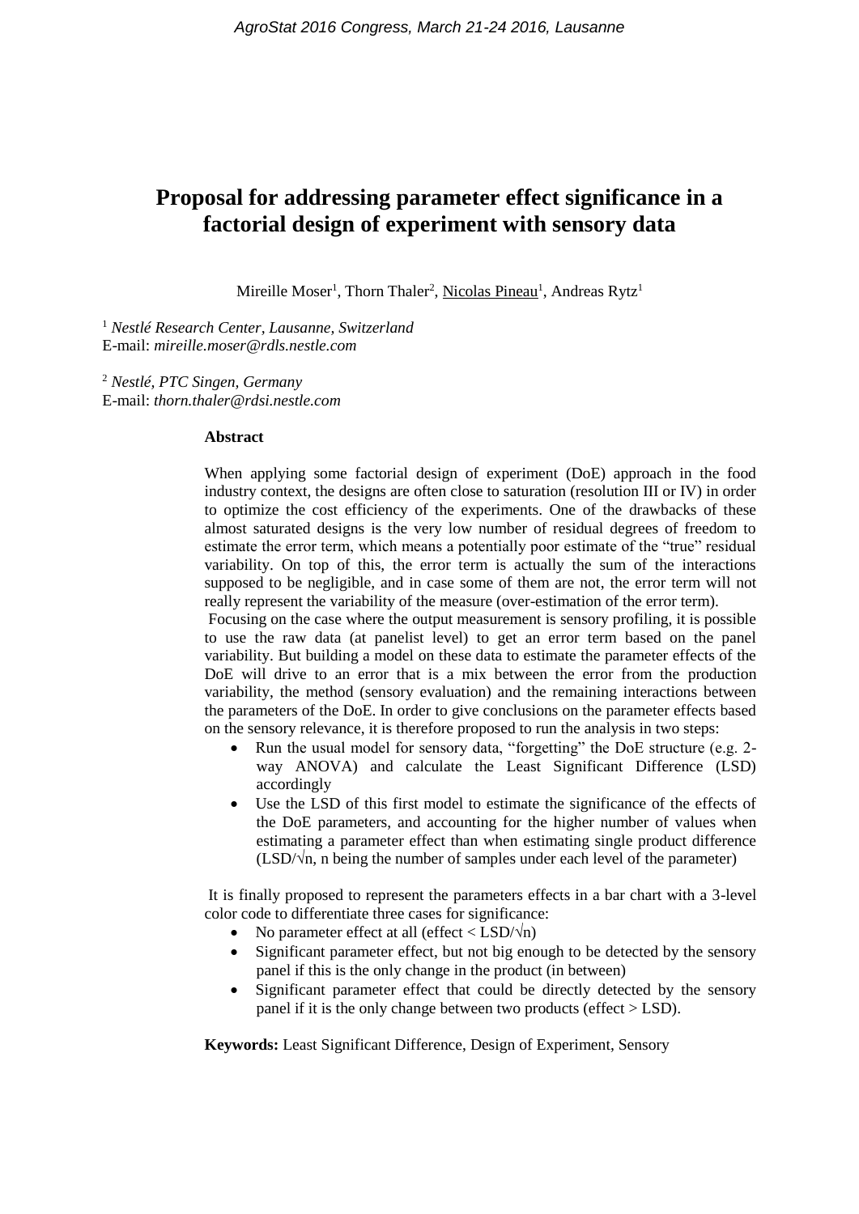# Proposal for addressing parameter effect significance in a factorial design of experiment with sensory data

Mireille Moser[1], Thorn Thaler[2], Nicolas Pineau[1], Andreas Rytz[1]

[1] *Nestlé Research Center, Lausanne, Switzerland*
E-mail: *mireille.moser@rdls.nestle.com*

[2] *Nestlé, PTC Singen, Germany*
E-mail: *thorn.thaler@rdsi.nestle.com*

**Abstract**

When applying some factorial design of experiment (DoE) approach in the food industry context, the designs are often close to saturation (resolution III or IV) in order to optimize the cost efficiency of the experiments. One of the drawbacks of these almost saturated designs is the very low number of residual degrees of freedom to estimate the error term, which means a potentially poor estimate of the "true" residual variability. On top of this, the error term is actually the sum of the interactions supposed to be negligible, and in case some of them are not, the error term will not really represent the variability of the measure (over-estimation of the error term).

Focusing on the case where the output measurement is sensory profiling, it is possible to use the raw data (at panelist level) to get an error term based on the panel variability. But building a model on these data to estimate the parameter effects of the DoE will drive to an error that is a mix between the error from the production variability, the method (sensory evaluation) and the remaining interactions between the parameters of the DoE. In order to give conclusions on the parameter effects based on the sensory relevance, it is therefore proposed to run the analysis in two steps:

- Run the usual model for sensory data, "forgetting" the DoE structure (e.g. 2-way ANOVA) and calculate the Least Significant Difference (LSD) accordingly
- Use the LSD of this first model to estimate the significance of the effects of the DoE parameters, and accounting for the higher number of values when estimating a parameter effect than when estimating single product difference ($LSD/\sqrt{n}$, n being the number of samples under each level of the parameter)

It is finally proposed to represent the parameters effects in a bar chart with a 3-level color code to differentiate three cases for significance:

- No parameter effect at all (effect $< LSD/\sqrt{n}$)
- Significant parameter effect, but not big enough to be detected by the sensory panel if this is the only change in the product (in between)
- Significant parameter effect that could be directly detected by the sensory panel if it is the only change between two products (effect > LSD).

**Keywords:** Least Significant Difference, Design of Experiment, Sensory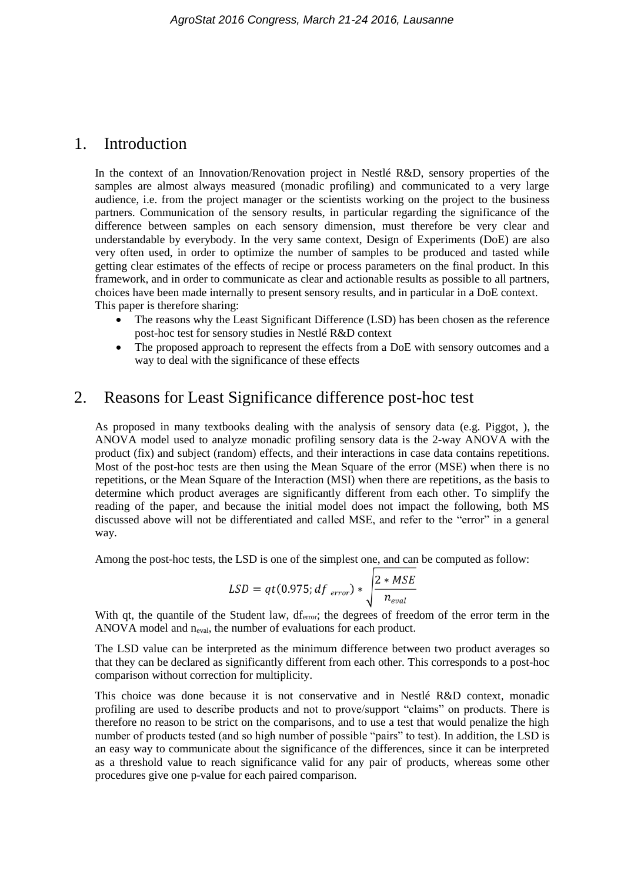## 1. Introduction

In the context of an Innovation/Renovation project in Nestlé R&D, sensory properties of the samples are almost always measured (monadic profiling) and communicated to a very large audience, i.e. from the project manager or the scientists working on the project to the business partners. Communication of the sensory results, in particular regarding the significance of the difference between samples on each sensory dimension, must therefore be very clear and understandable by everybody. In the very same context, Design of Experiments (DoE) are also very often used, in order to optimize the number of samples to be produced and tasted while getting clear estimates of the effects of recipe or process parameters on the final product. In this framework, and in order to communicate as clear and actionable results as possible to all partners, choices have been made internally to present sensory results, and in particular in a DoE context.
This paper is therefore sharing:

- The reasons why the Least Significant Difference (LSD) has been chosen as the reference post-hoc test for sensory studies in Nestlé R&D context
- The proposed approach to represent the effects from a DoE with sensory outcomes and a way to deal with the significance of these effects

## 2. Reasons for Least Significance difference post-hoc test

As proposed in many textbooks dealing with the analysis of sensory data (e.g. Piggot, ), the ANOVA model used to analyze monadic profiling sensory data is the 2-way ANOVA with the product (fix) and subject (random) effects, and their interactions in case data contains repetitions. Most of the post-hoc tests are then using the Mean Square of the error (MSE) when there is no repetitions, or the Mean Square of the Interaction (MSI) when there are repetitions, as the basis to determine which product averages are significantly different from each other. To simplify the reading of the paper, and because the initial model does not impact the following, both MS discussed above will not be differentiated and called MSE, and refer to the "error" in a general way.

Among the post-hoc tests, the LSD is one of the simplest one, and can be computed as follow:

$$LSD = qt(0.975; df_{error}) * \sqrt{\frac{2 * MSE}{n_{eval}}}$$

With qt, the quantile of the Student law, $df_{error}$; the degrees of freedom of the error term in the ANOVA model and $n_{eval}$, the number of evaluations for each product.

The LSD value can be interpreted as the minimum difference between two product averages so that they can be declared as significantly different from each other. This corresponds to a post-hoc comparison without correction for multiplicity.

This choice was done because it is not conservative and in Nestlé R&D context, monadic profiling are used to describe products and not to prove/support "claims" on products. There is therefore no reason to be strict on the comparisons, and to use a test that would penalize the high number of products tested (and so high number of possible "pairs" to test). In addition, the LSD is an easy way to communicate about the significance of the differences, since it can be interpreted as a threshold value to reach significance valid for any pair of products, whereas some other procedures give one p-value for each paired comparison.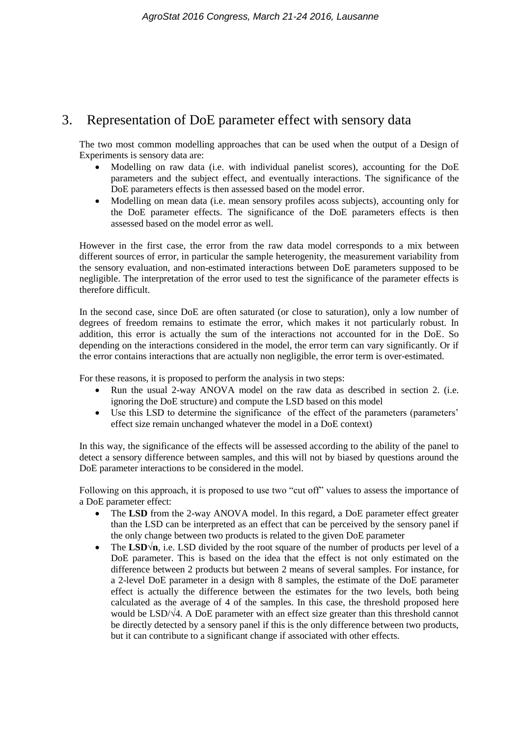## 3. Representation of DoE parameter effect with sensory data

The two most common modelling approaches that can be used when the output of a Design of Experiments is sensory data are:

- Modelling on raw data (i.e. with individual panelist scores), accounting for the DoE parameters and the subject effect, and eventually interactions. The significance of the DoE parameters effects is then assessed based on the model error.
- Modelling on mean data (i.e. mean sensory profiles acoss subjects), accounting only for the DoE parameter effects. The significance of the DoE parameters effects is then assessed based on the model error as well.

However in the first case, the error from the raw data model corresponds to a mix between different sources of error, in particular the sample heterogenity, the measurement variability from the sensory evaluation, and non-estimated interactions between DoE parameters supposed to be negligible. The interpretation of the error used to test the significance of the parameter effects is therefore difficult.

In the second case, since DoE are often saturated (or close to saturation), only a low number of degrees of freedom remains to estimate the error, which makes it not particularly robust. In addition, this error is actually the sum of the interactions not accounted for in the DoE. So depending on the interactions considered in the model, the error term can vary significantly. Or if the error contains interactions that are actually non negligible, the error term is over-estimated.

For these reasons, it is proposed to perform the analysis in two steps:

- Run the usual 2-way ANOVA model on the raw data as described in section 2. (i.e. ignoring the DoE structure) and compute the LSD based on this model
- Use this LSD to determine the significance of the effect of the parameters (parameters' effect size remain unchanged whatever the model in a DoE context)

In this way, the significance of the effects will be assessed according to the ability of the panel to detect a sensory difference between samples, and this will not by biased by questions around the DoE parameter interactions to be considered in the model.

Following on this approach, it is proposed to use two "cut off" values to assess the importance of a DoE parameter effect:

- The **LSD** from the 2-way ANOVA model. In this regard, a DoE parameter effect greater than the LSD can be interpreted as an effect that can be perceived by the sensory panel if the only change between two products is related to the given DoE parameter
- The **LSD√n**, i.e. LSD divided by the root square of the number of products per level of a DoE parameter. This is based on the idea that the effect is not only estimated on the difference between 2 products but between 2 means of several samples. For instance, for a 2-level DoE parameter in a design with 8 samples, the estimate of the DoE parameter effect is actually the difference between the estimates for the two levels, both being calculated as the average of 4 of the samples. In this case, the threshold proposed here would be $LSD/\sqrt{4}$. A DoE parameter with an effect size greater than this threshold cannot be directly detected by a sensory panel if this is the only difference between two products, but it can contribute to a significant change if associated with other effects.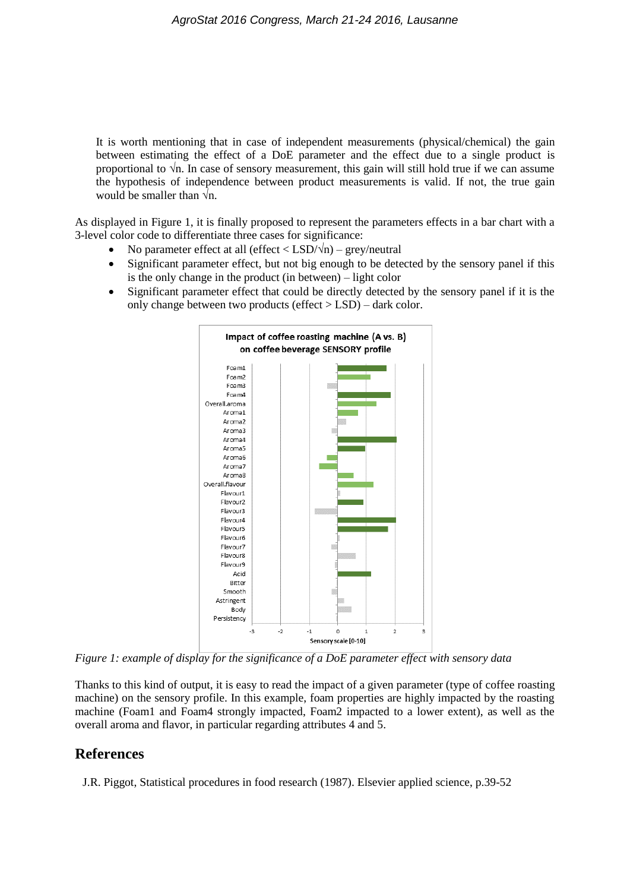It is worth mentioning that in case of independent measurements (physical/chemical) the gain between estimating the effect of a DoE parameter and the effect due to a single product is proportional to $\sqrt{n}$. In case of sensory measurement, this gain will still hold true if we can assume the hypothesis of independence between product measurements is valid. If not, the true gain would be smaller than $\sqrt{n}$.

As displayed in Figure 1, it is finally proposed to represent the parameters effects in a bar chart with a 3-level color code to differentiate three cases for significance:

- No parameter effect at all (effect < LSD/$\sqrt{n}$) – grey/neutral
- Significant parameter effect, but not big enough to be detected by the sensory panel if this is the only change in the product (in between) – light color
- Significant parameter effect that could be directly detected by the sensory panel if it is the only change between two products (effect > LSD) – dark color.

Impact of coffee roasting machine (A vs. B)
on coffee beverage SENSORY profile

Foam1
Foam2
Foam3
Foam4
Overall.aroma
Aroma1
Aroma2
Aroma3
Aroma4
Aroma5
Aroma6
Aroma7
Aroma8
Overall.flavour
Flavour1
Flavour2
Flavour3
Flavour4
Flavour5
Flavour6
Flavour7
Flavour8
Flavour9
Acid
Bitter
Smooth
Astringent
Body
Persistency

-3 -2 -1 0 1 2 3

Sensory scale [0-10]

*Figure 1: example of display for the significance of a DoE parameter effect with sensory data*

Thanks to this kind of output, it is easy to read the impact of a given parameter (type of coffee roasting machine) on the sensory profile. In this example, foam properties are highly impacted by the roasting machine (Foam1 and Foam4 strongly impacted, Foam2 impacted to a lower extent), as well as the overall aroma and flavor, in particular regarding attributes 4 and 5.

## References

J.R. Piggot, Statistical procedures in food research (1987). Elsevier applied science, p.39-52